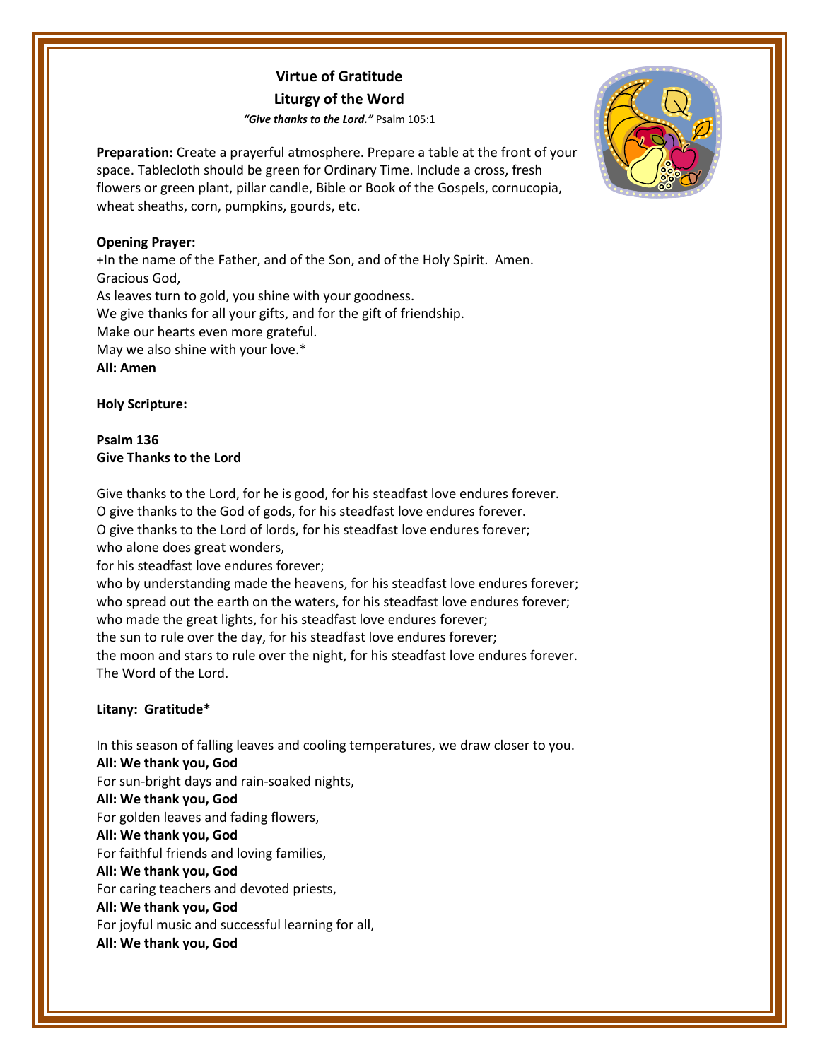# Virtue of Gratitude

## Liturgy of the Word

***"Give thanks to the Lord."*** Psalm 105:1

**Preparation:** Create a prayerful atmosphere. Prepare a table at the front of your space. Tablecloth should be green for Ordinary Time. Include a cross, fresh flowers or green plant, pillar candle, Bible or Book of the Gospels, cornucopia, wheat sheaths, corn, pumpkins, gourds, etc.

**Opening Prayer:**

+In the name of the Father, and of the Son, and of the Holy Spirit. Amen.
Gracious God,
As leaves turn to gold, you shine with your goodness.
We give thanks for all your gifts, and for the gift of friendship.
Make our hearts even more grateful.
May we also shine with your love.*
**All: Amen**

**Holy Scripture:**

**Psalm 136**
**Give Thanks to the Lord**

Give thanks to the Lord, for he is good, for his steadfast love endures forever.
O give thanks to the God of gods, for his steadfast love endures forever.
O give thanks to the Lord of lords, for his steadfast love endures forever;
who alone does great wonders,
for his steadfast love endures forever;
who by understanding made the heavens, for his steadfast love endures forever;
who spread out the earth on the waters, for his steadfast love endures forever;
who made the great lights, for his steadfast love endures forever;
the sun to rule over the day, for his steadfast love endures forever;
the moon and stars to rule over the night, for his steadfast love endures forever.
The Word of the Lord.

**Litany: Gratitude***

In this season of falling leaves and cooling temperatures, we draw closer to you.
**All: We thank you, God**
For sun-bright days and rain-soaked nights,
**All: We thank you, God**
For golden leaves and fading flowers,
**All: We thank you, God**
For faithful friends and loving families,
**All: We thank you, God**
For caring teachers and devoted priests,
**All: We thank you, God**
For joyful music and successful learning for all,
**All: We thank you, God**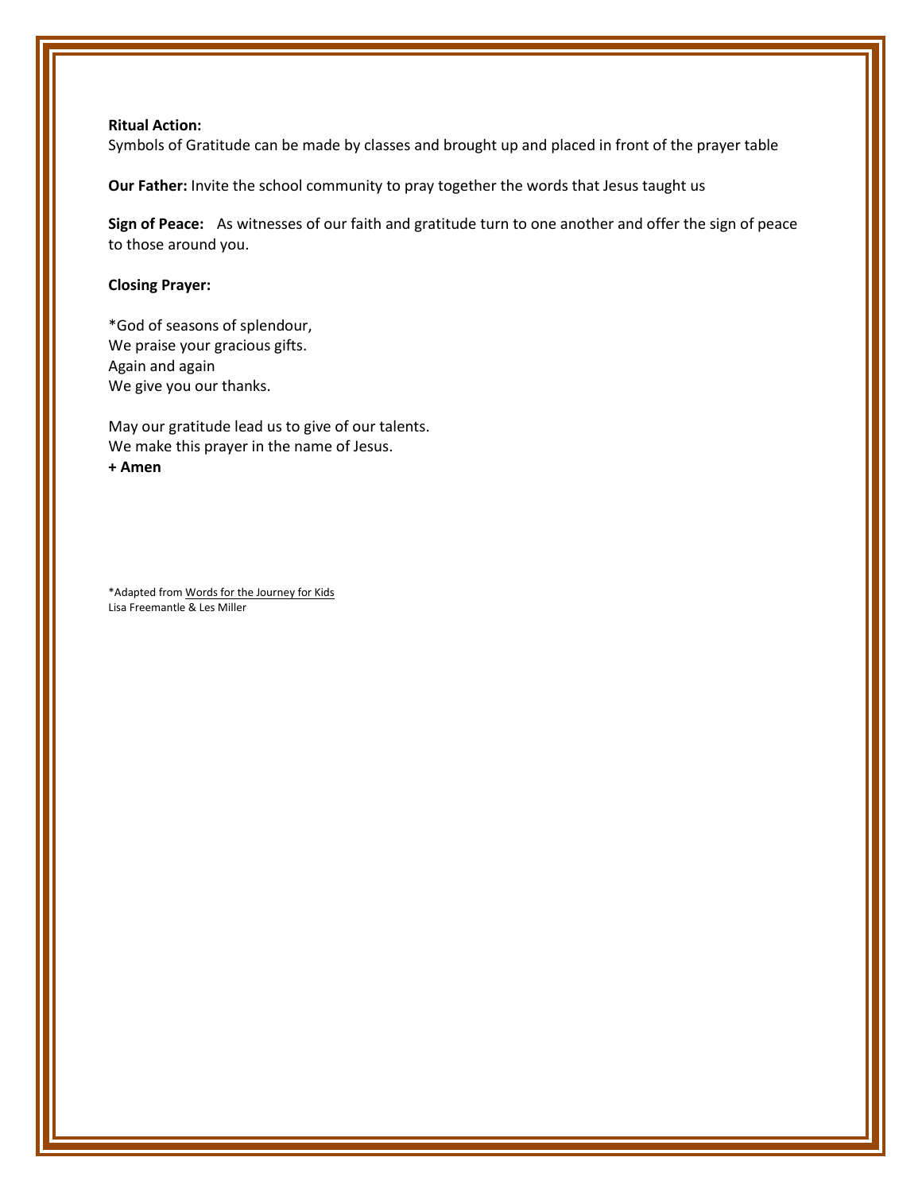**Ritual Action:**
Symbols of Gratitude can be made by classes and brought up and placed in front of the prayer table

**Our Father:** Invite the school community to pray together the words that Jesus taught us

**Sign of Peace:** As witnesses of our faith and gratitude turn to one another and offer the sign of peace to those around you.

**Closing Prayer:**

*God of seasons of splendour,
We praise your gracious gifts.
Again and again
We give you our thanks.

May our gratitude lead us to give of our talents.
We make this prayer in the name of Jesus.
**+ Amen**

*Adapted from <u>Words for the Journey for Kids</u>
Lisa Freemantle & Les Miller